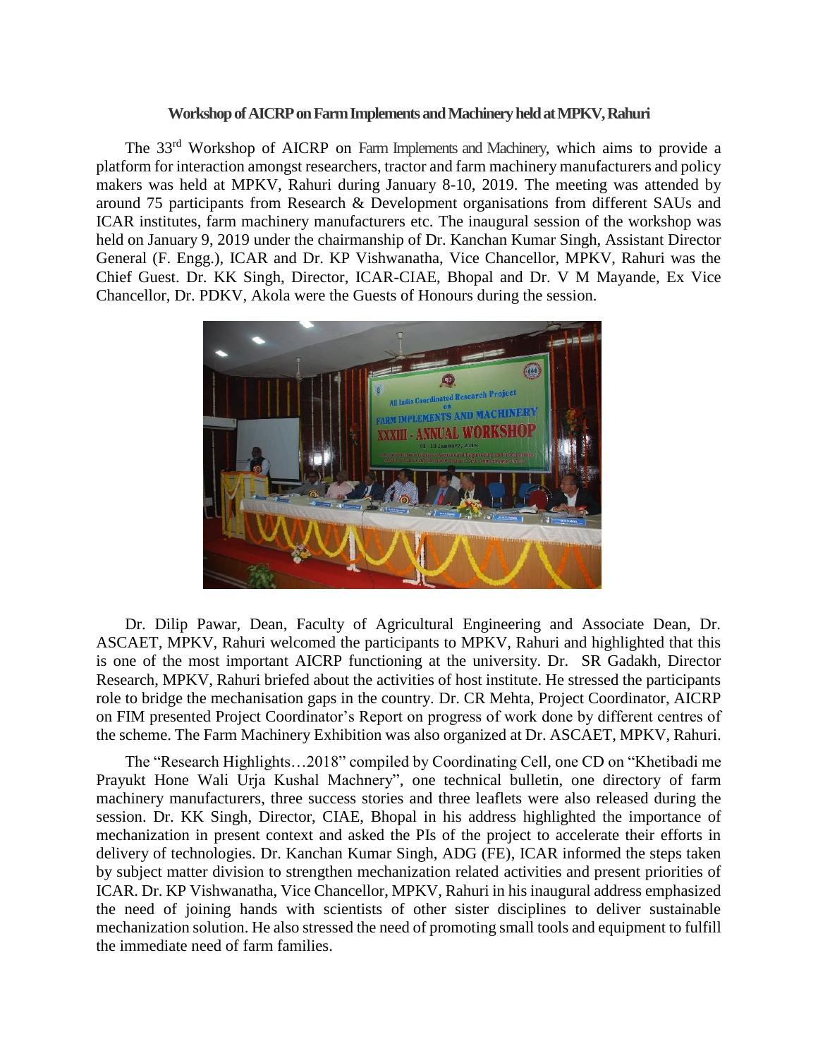**Workshop of AICRP on Farm Implements and Machinery held at MPKV, Rahuri**

The 33rd Workshop of AICRP on Farm Implements and Machinery, which aims to provide a platform for interaction amongst researchers, tractor and farm machinery manufacturers and policy makers was held at MPKV, Rahuri during January 8-10, 2019. The meeting was attended by around 75 participants from Research & Development organisations from different SAUs and ICAR institutes, farm machinery manufacturers etc. The inaugural session of the workshop was held on January 9, 2019 under the chairmanship of Dr. Kanchan Kumar Singh, Assistant Director General (F. Engg.), ICAR and Dr. KP Vishwanatha, Vice Chancellor, MPKV, Rahuri was the Chief Guest. Dr. KK Singh, Director, ICAR-CIAE, Bhopal and Dr. V M Mayande, Ex Vice Chancellor, Dr. PDKV, Akola were the Guests of Honours during the session.

Dr. Dilip Pawar, Dean, Faculty of Agricultural Engineering and Associate Dean, Dr. ASCAET, MPKV, Rahuri welcomed the participants to MPKV, Rahuri and highlighted that this is one of the most important AICRP functioning at the university. Dr. SR Gadakh, Director Research, MPKV, Rahuri briefed about the activities of host institute. He stressed the participants role to bridge the mechanisation gaps in the country. Dr. CR Mehta, Project Coordinator, AICRP on FIM presented Project Coordinator's Report on progress of work done by different centres of the scheme. The Farm Machinery Exhibition was also organized at Dr. ASCAET, MPKV, Rahuri.

The "Research Highlights…2018" compiled by Coordinating Cell, one CD on "Khetibadi me Prayukt Hone Wali Urja Kushal Machnery", one technical bulletin, one directory of farm machinery manufacturers, three success stories and three leaflets were also released during the session. Dr. KK Singh, Director, CIAE, Bhopal in his address highlighted the importance of mechanization in present context and asked the PIs of the project to accelerate their efforts in delivery of technologies. Dr. Kanchan Kumar Singh, ADG (FE), ICAR informed the steps taken by subject matter division to strengthen mechanization related activities and present priorities of ICAR. Dr. KP Vishwanatha, Vice Chancellor, MPKV, Rahuri in his inaugural address emphasized the need of joining hands with scientists of other sister disciplines to deliver sustainable mechanization solution. He also stressed the need of promoting small tools and equipment to fulfill the immediate need of farm families.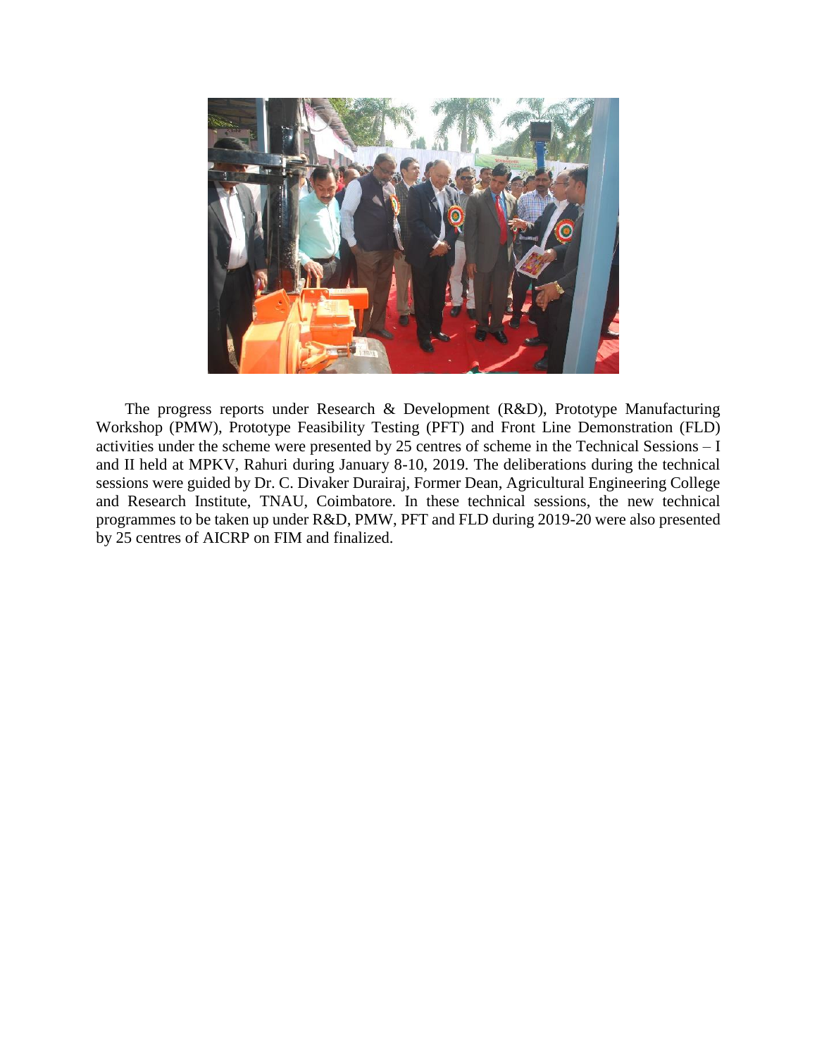The progress reports under Research & Development (R&D), Prototype Manufacturing Workshop (PMW), Prototype Feasibility Testing (PFT) and Front Line Demonstration (FLD) activities under the scheme were presented by 25 centres of scheme in the Technical Sessions – I and II held at MPKV, Rahuri during January 8-10, 2019. The deliberations during the technical sessions were guided by Dr. C. Divaker Durairaj, Former Dean, Agricultural Engineering College and Research Institute, TNAU, Coimbatore. In these technical sessions, the new technical programmes to be taken up under R&D, PMW, PFT and FLD during 2019-20 were also presented by 25 centres of AICRP on FIM and finalized.